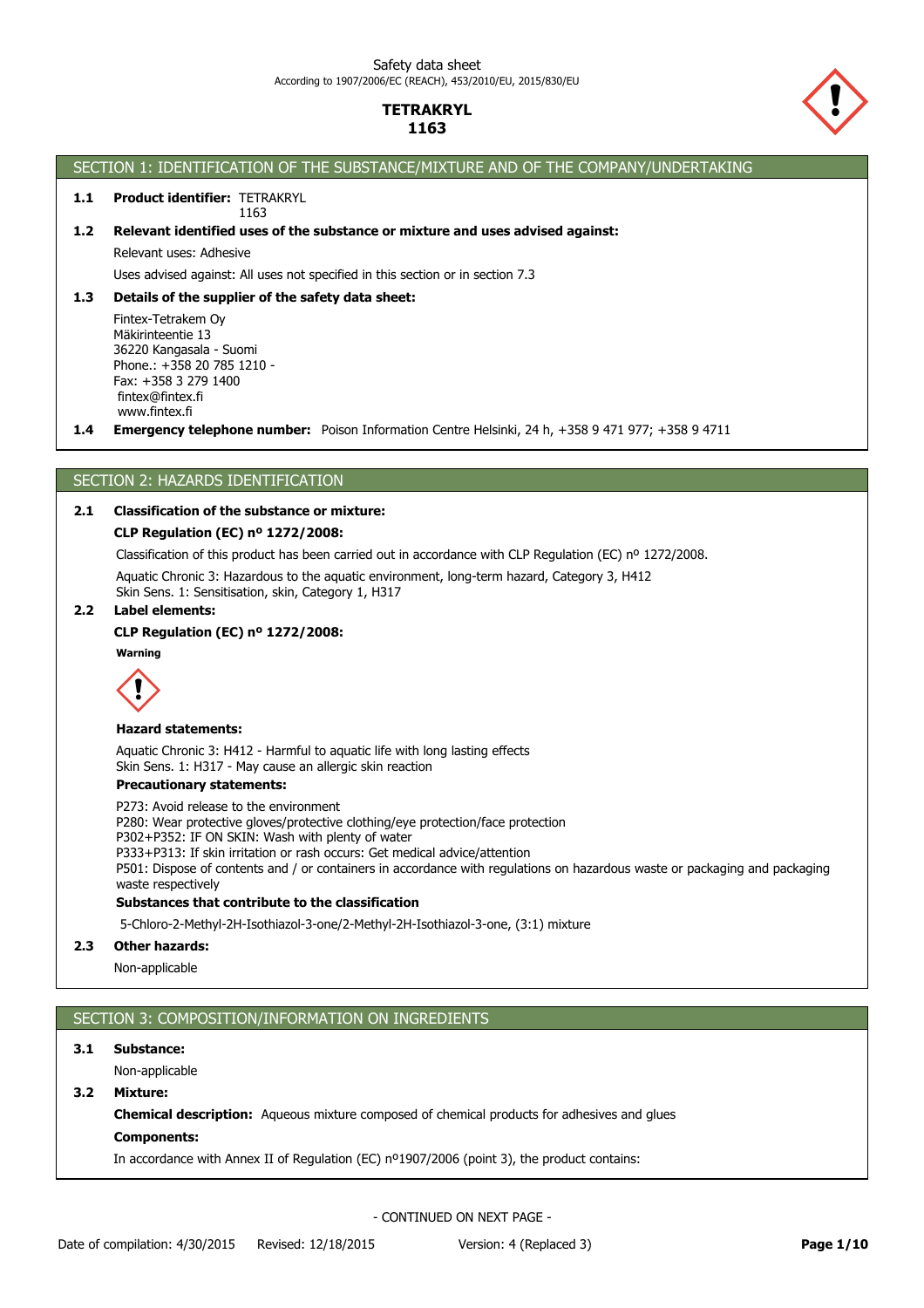Safety data sheet

According to 1907/2006/EC (REACH), 453/2010/EU, 2015/830/EU

**TETRAKRYL**
**1163**

## SECTION 1: IDENTIFICATION OF THE SUBSTANCE/MIXTURE AND OF THE COMPANY/UNDERTAKING

**1.1 Product identifier:** TETRAKRYL
1163

**1.2 Relevant identified uses of the substance or mixture and uses advised against:**

Relevant uses: Adhesive

Uses advised against: All uses not specified in this section or in section 7.3

**1.3 Details of the supplier of the safety data sheet:**

Fintex-Tetrakem Oy
Mäkirinteentie 13
36220 Kangasala - Suomi
Phone.: +358 20 785 1210 -
Fax: +358 3 279 1400
fintex@fintex.fi
www.fintex.fi

**1.4 Emergency telephone number:** Poison Information Centre Helsinki, 24 h, +358 9 471 977; +358 9 4711

## SECTION 2: HAZARDS IDENTIFICATION

**2.1 Classification of the substance or mixture:**

**CLP Regulation (EC) nº 1272/2008:**

Classification of this product has been carried out in accordance with CLP Regulation (EC) nº 1272/2008.

Aquatic Chronic 3: Hazardous to the aquatic environment, long-term hazard, Category 3, H412
Skin Sens. 1: Sensitisation, skin, Category 1, H317

**2.2 Label elements:**

**CLP Regulation (EC) nº 1272/2008:**

**Warning**

**Hazard statements:**

Aquatic Chronic 3: H412 - Harmful to aquatic life with long lasting effects
Skin Sens. 1: H317 - May cause an allergic skin reaction

**Precautionary statements:**

P273: Avoid release to the environment
P280: Wear protective gloves/protective clothing/eye protection/face protection
P302+P352: IF ON SKIN: Wash with plenty of water
P333+P313: If skin irritation or rash occurs: Get medical advice/attention
P501: Dispose of contents and / or containers in accordance with regulations on hazardous waste or packaging and packaging waste respectively

**Substances that contribute to the classification**

5-Chloro-2-Methyl-2H-Isothiazol-3-one/2-Methyl-2H-Isothiazol-3-one, (3:1) mixture

**2.3 Other hazards:**

Non-applicable

## SECTION 3: COMPOSITION/INFORMATION ON INGREDIENTS

**3.1 Substance:**

Non-applicable

**3.2 Mixture:**

**Chemical description:** Aqueous mixture composed of chemical products for adhesives and glues

**Components:**

In accordance with Annex II of Regulation (EC) nº1907/2006 (point 3), the product contains:

- CONTINUED ON NEXT PAGE -

Date of compilation: 4/30/2015 Revised: 12/18/2015 Version: 4 (Replaced 3)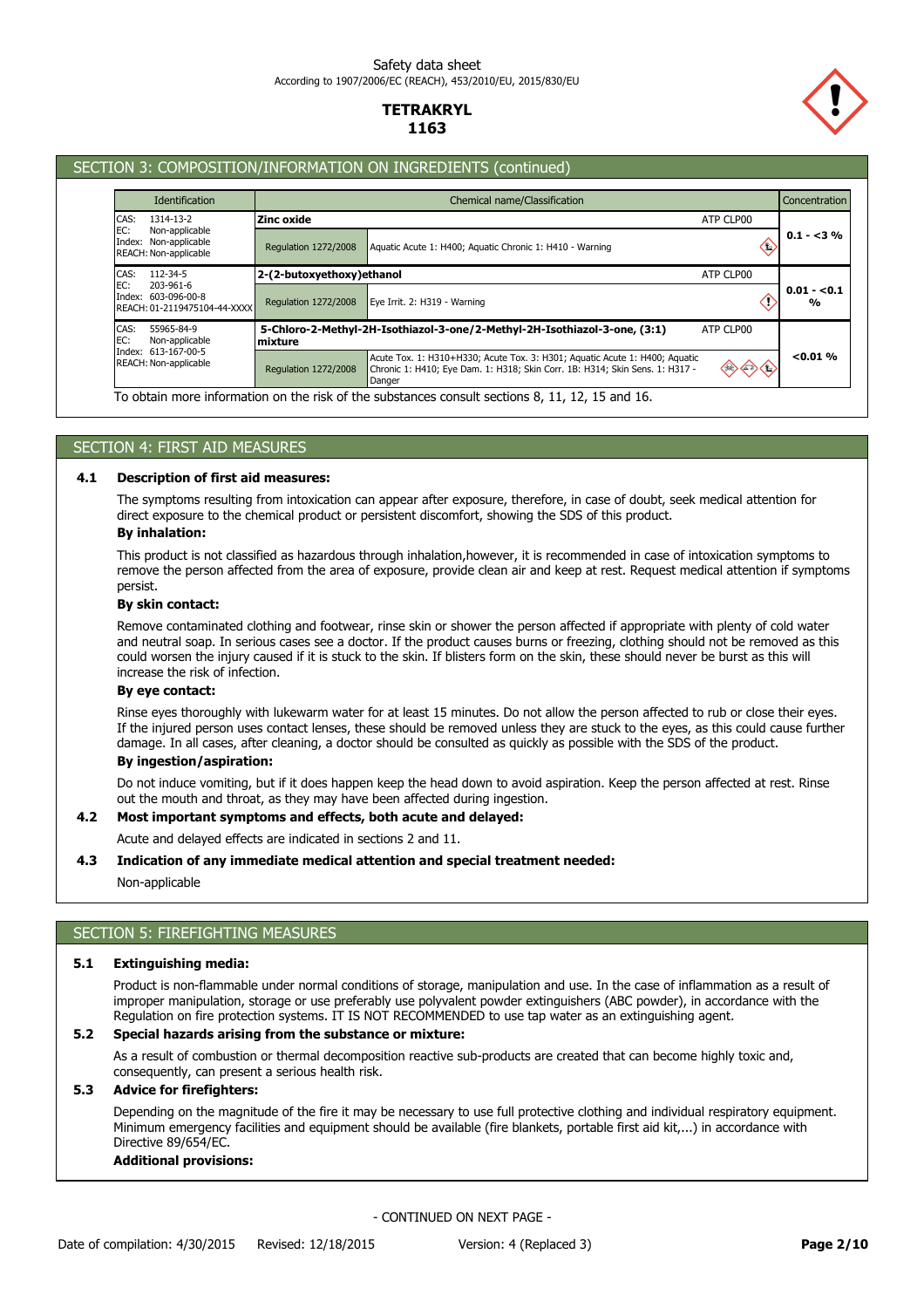Safety data sheet
According to 1907/2006/EC (REACH), 453/2010/EU, 2015/830/EU

**TETRAKRYL**
**1163**

## SECTION 3: COMPOSITION/INFORMATION ON INGREDIENTS (continued)

| Identification | Chemical name/Classification | | | Concentration |
|---|---|---|---|---|
| CAS: 1314-13-2<br>EC: Non-applicable<br>Index: Non-applicable<br>REACH: Non-applicable | **Zinc oxide** | | ATP CLP00 | 0.1 - <3 % |
| | Regulation 1272/2008 | Aquatic Acute 1: H400; Aquatic Chronic 1: H410 - Warning | | |
| CAS: 112-34-5<br>EC: 203-961-6<br>Index: 603-096-00-8<br>REACH: 01-2119475104-44-XXXX | **2-(2-butoxyethoxy)ethanol** | | ATP CLP00 | 0.01 - <0.1 % |
| | Regulation 1272/2008 | Eye Irrit. 2: H319 - Warning | | |
| CAS: 55965-84-9<br>EC: Non-applicable<br>Index: 613-167-00-5<br>REACH: Non-applicable | **5-Chloro-2-Methyl-2H-Isothiazol-3-one/2-Methyl-2H-Isothiazol-3-one, (3:1) mixture** | | ATP CLP00 | <0.01 % |
| | Regulation 1272/2008 | Acute Tox. 1: H310+H330; Acute Tox. 3: H301; Aquatic Acute 1: H400; Aquatic Chronic 1: H410; Eye Dam. 1: H318; Skin Corr. 1B: H314; Skin Sens. 1: H317 - Danger | | |

To obtain more information on the risk of the substances consult sections 8, 11, 12, 15 and 16.

## SECTION 4: FIRST AID MEASURES

### 4.1 Description of first aid measures:

The symptoms resulting from intoxication can appear after exposure, therefore, in case of doubt, seek medical attention for direct exposure to the chemical product or persistent discomfort, showing the SDS of this product.

**By inhalation:**

This product is not classified as hazardous through inhalation,however, it is recommended in case of intoxication symptoms to remove the person affected from the area of exposure, provide clean air and keep at rest. Request medical attention if symptoms persist.

**By skin contact:**

Remove contaminated clothing and footwear, rinse skin or shower the person affected if appropriate with plenty of cold water and neutral soap. In serious cases see a doctor. If the product causes burns or freezing, clothing should not be removed as this could worsen the injury caused if it is stuck to the skin. If blisters form on the skin, these should never be burst as this will increase the risk of infection.

**By eye contact:**

Rinse eyes thoroughly with lukewarm water for at least 15 minutes. Do not allow the person affected to rub or close their eyes. If the injured person uses contact lenses, these should be removed unless they are stuck to the eyes, as this could cause further damage. In all cases, after cleaning, a doctor should be consulted as quickly as possible with the SDS of the product.

**By ingestion/aspiration:**

Do not induce vomiting, but if it does happen keep the head down to avoid aspiration. Keep the person affected at rest. Rinse out the mouth and throat, as they may have been affected during ingestion.

### 4.2 Most important symptoms and effects, both acute and delayed:

Acute and delayed effects are indicated in sections 2 and 11.

### 4.3 Indication of any immediate medical attention and special treatment needed:

Non-applicable

## SECTION 5: FIREFIGHTING MEASURES

### 5.1 Extinguishing media:

Product is non-flammable under normal conditions of storage, manipulation and use. In the case of inflammation as a result of improper manipulation, storage or use preferably use polyvalent powder extinguishers (ABC powder), in accordance with the Regulation on fire protection systems. IT IS NOT RECOMMENDED to use tap water as an extinguishing agent.

### 5.2 Special hazards arising from the substance or mixture:

As a result of combustion or thermal decomposition reactive sub-products are created that can become highly toxic and, consequently, can present a serious health risk.

### 5.3 Advice for firefighters:

Depending on the magnitude of the fire it may be necessary to use full protective clothing and individual respiratory equipment. Minimum emergency facilities and equipment should be available (fire blankets, portable first aid kit,...) in accordance with Directive 89/654/EC.

**Additional provisions:**

- CONTINUED ON NEXT PAGE -

Date of compilation: 4/30/2015 Revised: 12/18/2015 Version: 4 (Replaced 3)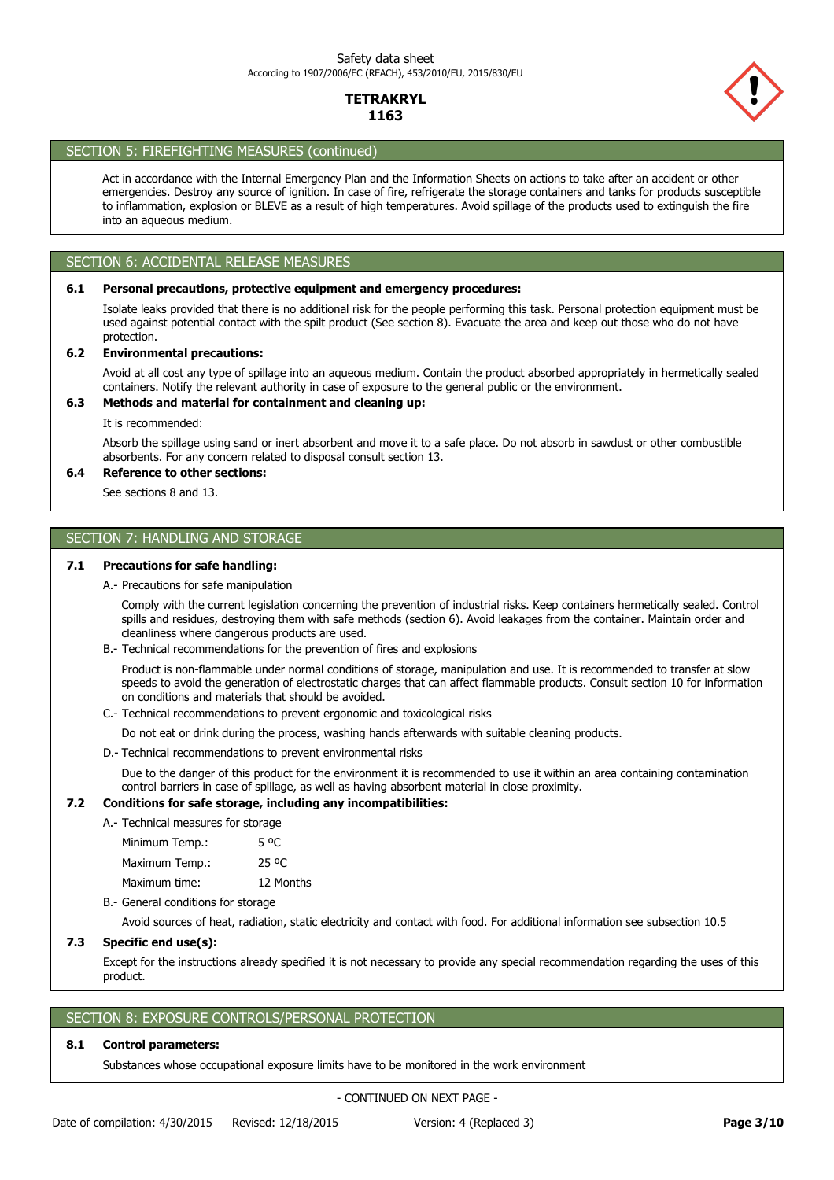## SECTION 5: FIREFIGHTING MEASURES (continued)

Act in accordance with the Internal Emergency Plan and the Information Sheets on actions to take after an accident or other emergencies. Destroy any source of ignition. In case of fire, refrigerate the storage containers and tanks for products susceptible to inflammation, explosion or BLEVE as a result of high temperatures. Avoid spillage of the products used to extinguish the fire into an aqueous medium.

## SECTION 6: ACCIDENTAL RELEASE MEASURES

### 6.1 Personal precautions, protective equipment and emergency procedures:

Isolate leaks provided that there is no additional risk for the people performing this task. Personal protection equipment must be used against potential contact with the spilt product (See section 8). Evacuate the area and keep out those who do not have protection.

### 6.2 Environmental precautions:

Avoid at all cost any type of spillage into an aqueous medium. Contain the product absorbed appropriately in hermetically sealed containers. Notify the relevant authority in case of exposure to the general public or the environment.

### 6.3 Methods and material for containment and cleaning up:

It is recommended:

Absorb the spillage using sand or inert absorbent and move it to a safe place. Do not absorb in sawdust or other combustible absorbents. For any concern related to disposal consult section 13.

### 6.4 Reference to other sections:

See sections 8 and 13.

## SECTION 7: HANDLING AND STORAGE

### 7.1 Precautions for safe handling:

A.- Precautions for safe manipulation

Comply with the current legislation concerning the prevention of industrial risks. Keep containers hermetically sealed. Control spills and residues, destroying them with safe methods (section 6). Avoid leakages from the container. Maintain order and cleanliness where dangerous products are used.

B.- Technical recommendations for the prevention of fires and explosions

Product is non-flammable under normal conditions of storage, manipulation and use. It is recommended to transfer at slow speeds to avoid the generation of electrostatic charges that can affect flammable products. Consult section 10 for information on conditions and materials that should be avoided.

C.- Technical recommendations to prevent ergonomic and toxicological risks

Do not eat or drink during the process, washing hands afterwards with suitable cleaning products.

D.- Technical recommendations to prevent environmental risks

Due to the danger of this product for the environment it is recommended to use it within an area containing contamination control barriers in case of spillage, as well as having absorbent material in close proximity.

### 7.2 Conditions for safe storage, including any incompatibilities:

A.- Technical measures for storage

| | |
|---|---|
| Minimum Temp.: | 5 ºC |
| Maximum Temp.: | 25 ºC |
| Maximum time: | 12 Months |

B.- General conditions for storage

Avoid sources of heat, radiation, static electricity and contact with food. For additional information see subsection 10.5

### 7.3 Specific end use(s):

Except for the instructions already specified it is not necessary to provide any special recommendation regarding the uses of this product.

## SECTION 8: EXPOSURE CONTROLS/PERSONAL PROTECTION

### 8.1 Control parameters:

Substances whose occupational exposure limits have to be monitored in the work environment

- CONTINUED ON NEXT PAGE -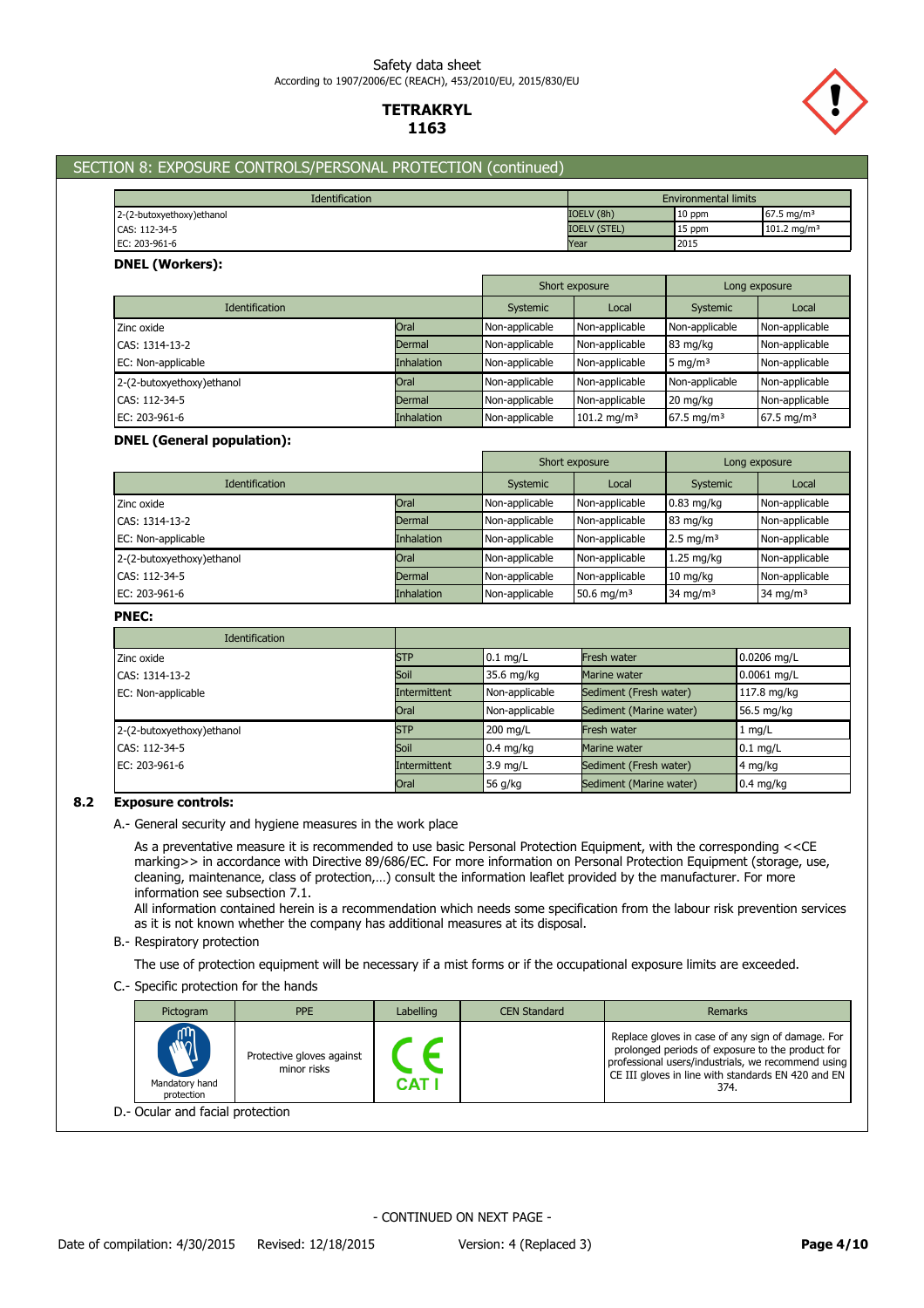## SECTION 8: EXPOSURE CONTROLS/PERSONAL PROTECTION (continued)

| Identification | Environmental limits | | |
|---|---|---|---|
| 2-(2-butoxyethoxy)ethanol | IOELV (8h) | 10 ppm | 67.5 mg/m³ |
| CAS: 112-34-5 | IOELV (STEL) | 15 ppm | 101.2 mg/m³ |
| EC: 203-961-6 | Year | 2015 | |

**DNEL (Workers):**

| | | Short exposure | | Long exposure | |
|---|---|---|---|---|---|
| Identification | | Systemic | Local | Systemic | Local |
| Zinc oxide | Oral | Non-applicable | Non-applicable | Non-applicable | Non-applicable |
| CAS: 1314-13-2 | Dermal | Non-applicable | Non-applicable | 83 mg/kg | Non-applicable |
| EC: Non-applicable | Inhalation | Non-applicable | Non-applicable | 5 mg/m³ | Non-applicable |
| 2-(2-butoxyethoxy)ethanol | Oral | Non-applicable | Non-applicable | Non-applicable | Non-applicable |
| CAS: 112-34-5 | Dermal | Non-applicable | Non-applicable | 20 mg/kg | Non-applicable |
| EC: 203-961-6 | Inhalation | Non-applicable | 101.2 mg/m³ | 67.5 mg/m³ | 67.5 mg/m³ |

**DNEL (General population):**

| | | Short exposure | | Long exposure | |
|---|---|---|---|---|---|
| Identification | | Systemic | Local | Systemic | Local |
| Zinc oxide | Oral | Non-applicable | Non-applicable | 0.83 mg/kg | Non-applicable |
| CAS: 1314-13-2 | Dermal | Non-applicable | Non-applicable | 83 mg/kg | Non-applicable |
| EC: Non-applicable | Inhalation | Non-applicable | Non-applicable | 2.5 mg/m³ | Non-applicable |
| 2-(2-butoxyethoxy)ethanol | Oral | Non-applicable | Non-applicable | 1.25 mg/kg | Non-applicable |
| CAS: 112-34-5 | Dermal | Non-applicable | Non-applicable | 10 mg/kg | Non-applicable |
| EC: 203-961-6 | Inhalation | Non-applicable | 50.6 mg/m³ | 34 mg/m³ | 34 mg/m³ |

**PNEC:**

| Identification | | | | |
|---|---|---|---|---|
| Zinc oxide | STP | 0.1 mg/L | Fresh water | 0.0206 mg/L |
| CAS: 1314-13-2 | Soil | 35.6 mg/kg | Marine water | 0.0061 mg/L |
| EC: Non-applicable | Intermittent | Non-applicable | Sediment (Fresh water) | 117.8 mg/kg |
| | Oral | Non-applicable | Sediment (Marine water) | 56.5 mg/kg |
| 2-(2-butoxyethoxy)ethanol | STP | 200 mg/L | Fresh water | 1 mg/L |
| CAS: 112-34-5 | Soil | 0.4 mg/kg | Marine water | 0.1 mg/L |
| EC: 203-961-6 | Intermittent | 3.9 mg/L | Sediment (Fresh water) | 4 mg/kg |
| | Oral | 56 g/kg | Sediment (Marine water) | 0.4 mg/kg |

### 8.2 Exposure controls:

A.- General security and hygiene measures in the work place

As a preventative measure it is recommended to use basic Personal Protection Equipment, with the corresponding <<CE marking>> in accordance with Directive 89/686/EC. For more information on Personal Protection Equipment (storage, use, cleaning, maintenance, class of protection,…) consult the information leaflet provided by the manufacturer. For more information see subsection 7.1.
All information contained herein is a recommendation which needs some specification from the labour risk prevention services as it is not known whether the company has additional measures at its disposal.

B.- Respiratory protection

The use of protection equipment will be necessary if a mist forms or if the occupational exposure limits are exceeded.

C.- Specific protection for the hands

| Pictogram | PPE | Labelling | CEN Standard | Remarks |
|---|---|---|---|---|
| Mandatory hand protection | Protective gloves against minor risks | CE CAT I | | Replace gloves in case of any sign of damage. For prolonged periods of exposure to the product for professional users/industrials, we recommend using CE III gloves in line with standards EN 420 and EN 374. |

D.- Ocular and facial protection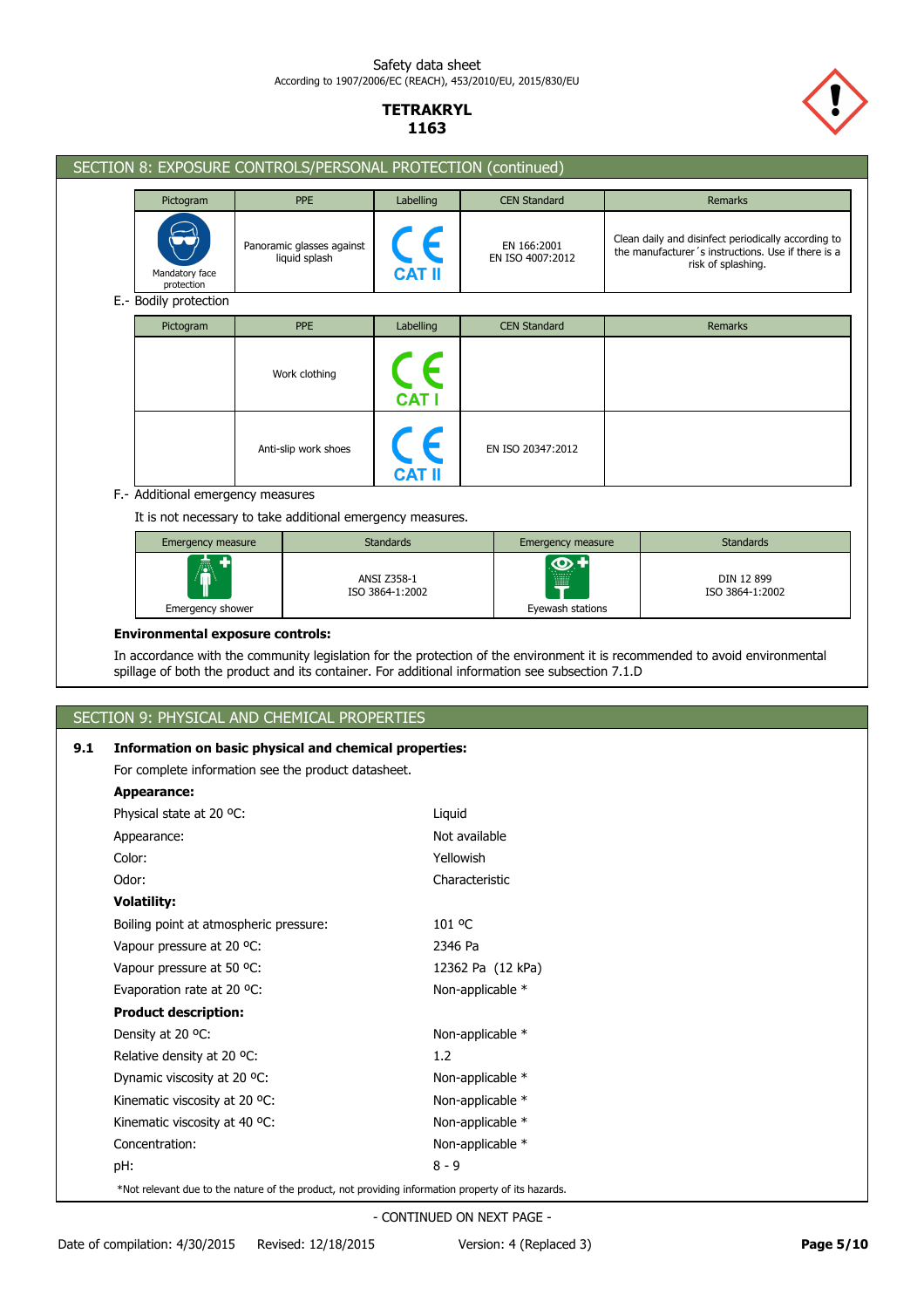## SECTION 8: EXPOSURE CONTROLS/PERSONAL PROTECTION (continued)

| Pictogram | PPE | Labelling | CEN Standard | Remarks |
|---|---|---|---|---|
| Mandatory face protection | Panoramic glasses against liquid splash | CE CAT II | EN 166:2001 EN ISO 4007:2012 | Clean daily and disinfect periodically according to the manufacturer´s instructions. Use if there is a risk of splashing. |

E.- Bodily protection

| Pictogram | PPE | Labelling | CEN Standard | Remarks |
|---|---|---|---|---|
| | Work clothing | CE CAT I | | |
| | Anti-slip work shoes | CE CAT II | EN ISO 20347:2012 | |

F.- Additional emergency measures

It is not necessary to take additional emergency measures.

| Emergency measure | Standards | Emergency measure | Standards |
|---|---|---|---|
| Emergency shower | ANSI Z358-1 ISO 3864-1:2002 | Eyewash stations | DIN 12 899 ISO 3864-1:2002 |

**Environmental exposure controls:**

In accordance with the community legislation for the protection of the environment it is recommended to avoid environmental spillage of both the product and its container. For additional information see subsection 7.1.D

## SECTION 9: PHYSICAL AND CHEMICAL PROPERTIES

**9.1 Information on basic physical and chemical properties:**

For complete information see the product datasheet.

**Appearance:**

| | |
|---|---|
| Physical state at 20 ºC: | Liquid |
| Appearance: | Not available |
| Color: | Yellowish |
| Odor: | Characteristic |

**Volatility:**

| | |
|---|---|
| Boiling point at atmospheric pressure: | 101 ºC |
| Vapour pressure at 20 ºC: | 2346 Pa |
| Vapour pressure at 50 ºC: | 12362 Pa (12 kPa) |
| Evaporation rate at 20 ºC: | Non-applicable * |

**Product description:**

| | |
|---|---|
| Density at 20 ºC: | Non-applicable * |
| Relative density at 20 ºC: | 1.2 |
| Dynamic viscosity at 20 ºC: | Non-applicable * |
| Kinematic viscosity at 20 ºC: | Non-applicable * |
| Kinematic viscosity at 40 ºC: | Non-applicable * |
| Concentration: | Non-applicable * |
| pH: | 8 - 9 |

*Not relevant due to the nature of the product, not providing information property of its hazards.

- CONTINUED ON NEXT PAGE -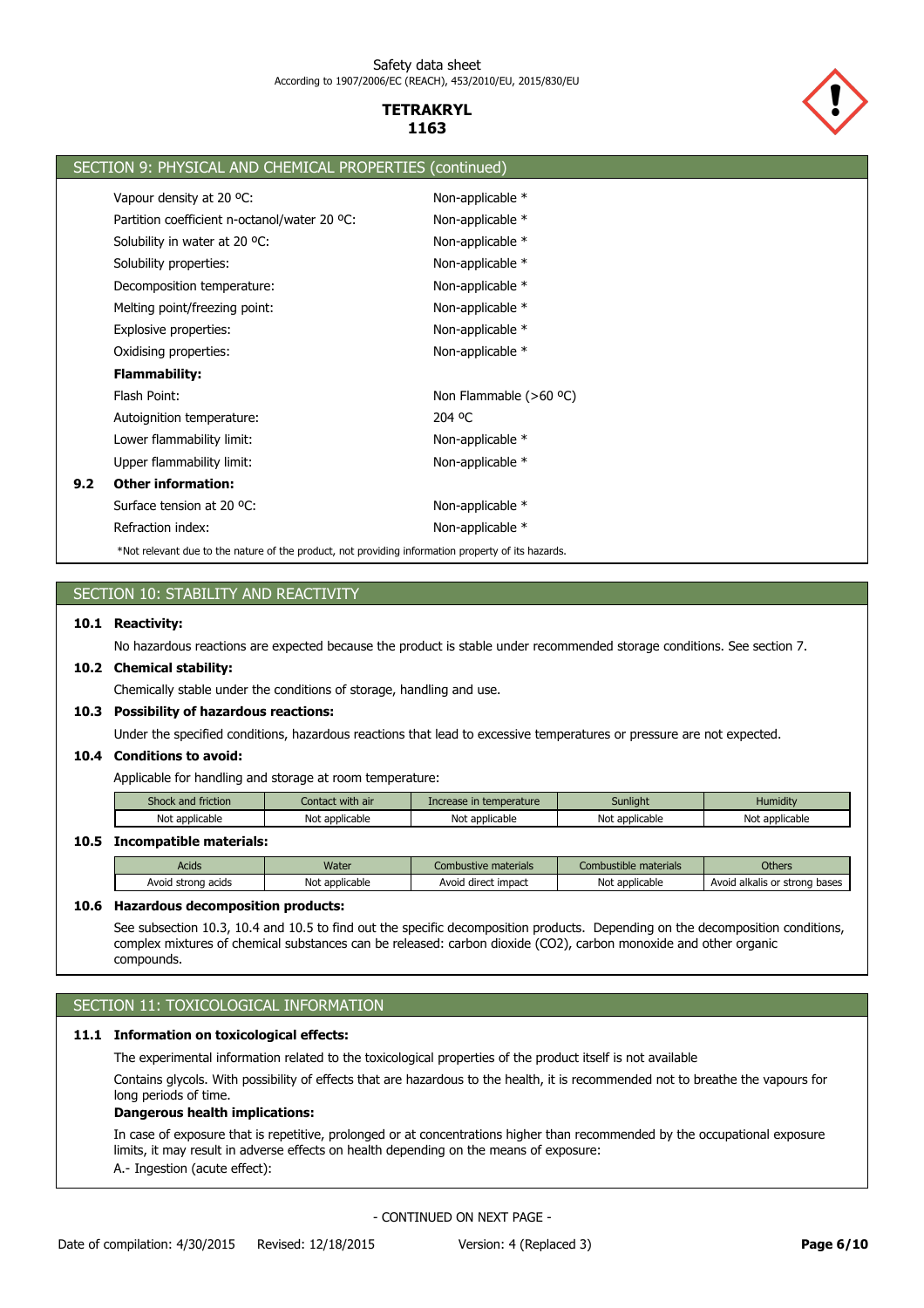## SECTION 9: PHYSICAL AND CHEMICAL PROPERTIES (continued)

| | |
|---|---|
| Vapour density at 20 ºC: | Non-applicable * |
| Partition coefficient n-octanol/water 20 ºC: | Non-applicable * |
| Solubility in water at 20 ºC: | Non-applicable * |
| Solubility properties: | Non-applicable * |
| Decomposition temperature: | Non-applicable * |
| Melting point/freezing point: | Non-applicable * |
| Explosive properties: | Non-applicable * |
| Oxidising properties: | Non-applicable * |

**Flammability:**

| | |
|---|---|
| Flash Point: | Non Flammable (>60 ºC) |
| Autoignition temperature: | 204 ºC |
| Lower flammability limit: | Non-applicable * |
| Upper flammability limit: | Non-applicable * |

**9.2 Other information:**

| | |
|---|---|
| Surface tension at 20 ºC: | Non-applicable * |
| Refraction index: | Non-applicable * |

*Not relevant due to the nature of the product, not providing information property of its hazards.

## SECTION 10: STABILITY AND REACTIVITY

**10.1 Reactivity:**

No hazardous reactions are expected because the product is stable under recommended storage conditions. See section 7.

**10.2 Chemical stability:**

Chemically stable under the conditions of storage, handling and use.

**10.3 Possibility of hazardous reactions:**

Under the specified conditions, hazardous reactions that lead to excessive temperatures or pressure are not expected.

**10.4 Conditions to avoid:**

Applicable for handling and storage at room temperature:

| Shock and friction | Contact with air | Increase in temperature | Sunlight | Humidity |
|---|---|---|---|---|
| Not applicable | Not applicable | Not applicable | Not applicable | Not applicable |

**10.5 Incompatible materials:**

| Acids | Water | Combustive materials | Combustible materials | Others |
|---|---|---|---|---|
| Avoid strong acids | Not applicable | Avoid direct impact | Not applicable | Avoid alkalis or strong bases |

**10.6 Hazardous decomposition products:**

See subsection 10.3, 10.4 and 10.5 to find out the specific decomposition products. Depending on the decomposition conditions, complex mixtures of chemical substances can be released: carbon dioxide ($CO_2$), carbon monoxide and other organic compounds.

## SECTION 11: TOXICOLOGICAL INFORMATION

**11.1 Information on toxicological effects:**

The experimental information related to the toxicological properties of the product itself is not available

Contains glycols. With possibility of effects that are hazardous to the health, it is recommended not to breathe the vapours for long periods of time.

**Dangerous health implications:**

In case of exposure that is repetitive, prolonged or at concentrations higher than recommended by the occupational exposure limits, it may result in adverse effects on health depending on the means of exposure:

A.- Ingestion (acute effect):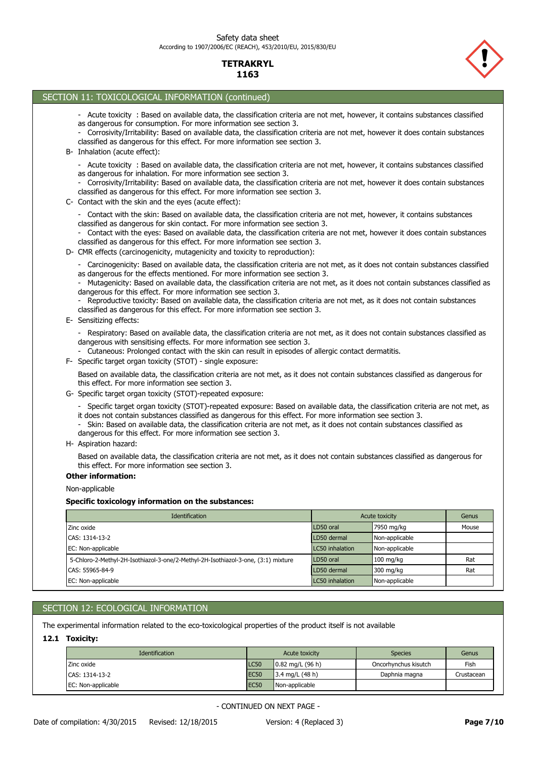## SECTION 11: TOXICOLOGICAL INFORMATION (continued)

- Acute toxicity : Based on available data, the classification criteria are not met, however, it contains substances classified as dangerous for consumption. For more information see section 3.
- Corrosivity/Irritability: Based on available data, the classification criteria are not met, however it does contain substances classified as dangerous for this effect. For more information see section 3.

B- Inhalation (acute effect):

- Acute toxicity : Based on available data, the classification criteria are not met, however, it contains substances classified as dangerous for inhalation. For more information see section 3.
- Corrosivity/Irritability: Based on available data, the classification criteria are not met, however it does contain substances classified as dangerous for this effect. For more information see section 3.

C- Contact with the skin and the eyes (acute effect):

- Contact with the skin: Based on available data, the classification criteria are not met, however, it contains substances classified as dangerous for skin contact. For more information see section 3.
- Contact with the eyes: Based on available data, the classification criteria are not met, however it does contain substances classified as dangerous for this effect. For more information see section 3.

D- CMR effects (carcinogenicity, mutagenicity and toxicity to reproduction):

- Carcinogenicity: Based on available data, the classification criteria are not met, as it does not contain substances classified as dangerous for the effects mentioned. For more information see section 3.
- Mutagenicity: Based on available data, the classification criteria are not met, as it does not contain substances classified as dangerous for this effect. For more information see section 3.
- Reproductive toxicity: Based on available data, the classification criteria are not met, as it does not contain substances classified as dangerous for this effect. For more information see section 3.

E- Sensitizing effects:

- Respiratory: Based on available data, the classification criteria are not met, as it does not contain substances classified as dangerous with sensitising effects. For more information see section 3.
- Cutaneous: Prolonged contact with the skin can result in episodes of allergic contact dermatitis.

F- Specific target organ toxicity (STOT) - single exposure:

Based on available data, the classification criteria are not met, as it does not contain substances classified as dangerous for this effect. For more information see section 3.

G- Specific target organ toxicity (STOT)-repeated exposure:

- Specific target organ toxicity (STOT)-repeated exposure: Based on available data, the classification criteria are not met, as it does not contain substances classified as dangerous for this effect. For more information see section 3.
- Skin: Based on available data, the classification criteria are not met, as it does not contain substances classified as dangerous for this effect. For more information see section 3.

H- Aspiration hazard:

Based on available data, the classification criteria are not met, as it does not contain substances classified as dangerous for this effect. For more information see section 3.

**Other information:**

Non-applicable

**Specific toxicology information on the substances:**

| Identification | Acute toxicity | | Genus |
|---|---|---|---|
| Zinc oxide | LD50 oral | 7950 mg/kg | Mouse |
| CAS: 1314-13-2 | LD50 dermal | Non-applicable | |
| EC: Non-applicable | LC50 inhalation | Non-applicable | |
| 5-Chloro-2-Methyl-2H-Isothiazol-3-one/2-Methyl-2H-Isothiazol-3-one, (3:1) mixture | LD50 oral | 100 mg/kg | Rat |
| CAS: 55965-84-9 | LD50 dermal | 300 mg/kg | Rat |
| EC: Non-applicable | LC50 inhalation | Non-applicable | |

## SECTION 12: ECOLOGICAL INFORMATION

The experimental information related to the eco-toxicological properties of the product itself is not available

### 12.1 Toxicity:

| Identification | Acute toxicity | | Species | Genus |
|---|---|---|---|---|
| Zinc oxide | LC50 | 0.82 mg/L (96 h) | Oncorhynchus kisutch | Fish |
| CAS: 1314-13-2 | EC50 | 3.4 mg/L (48 h) | Daphnia magna | Crustacean |
| EC: Non-applicable | EC50 | Non-applicable | | |

- CONTINUED ON NEXT PAGE -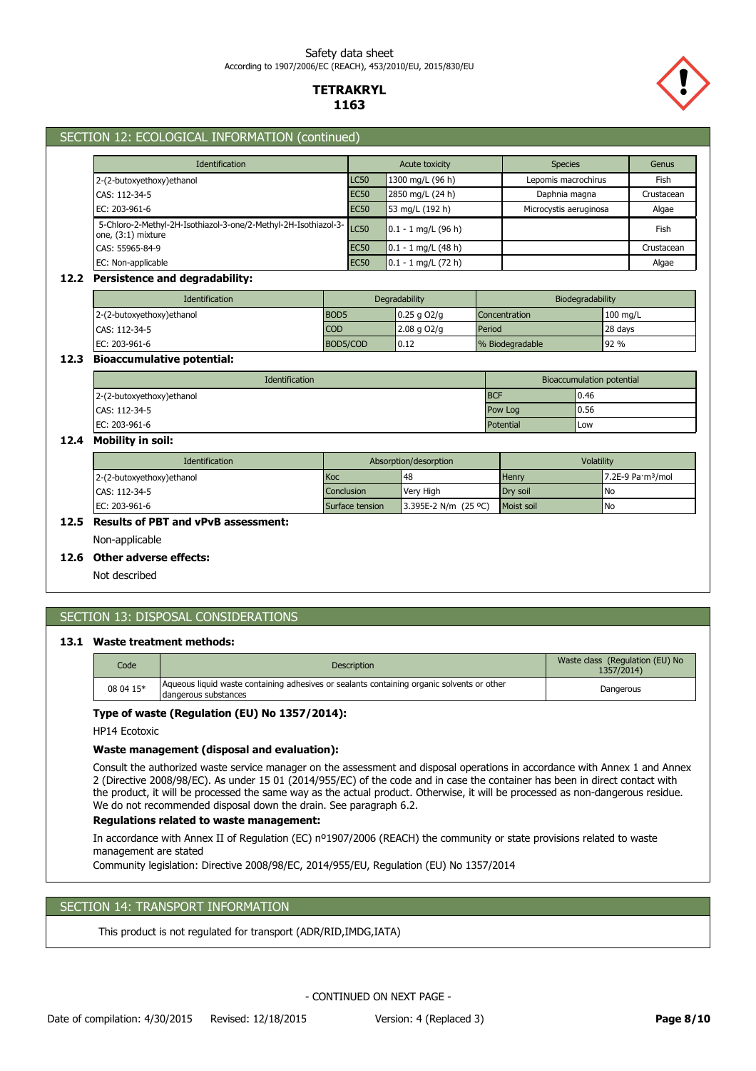## SECTION 12: ECOLOGICAL INFORMATION (continued)

| Identification | Acute toxicity | | Species | Genus |
|---|---|---|---|---|
| 2-(2-butoxyethoxy)ethanol | LC50 | 1300 mg/L (96 h) | Lepomis macrochirus | Fish |
| CAS: 112-34-5 | EC50 | 2850 mg/L (24 h) | Daphnia magna | Crustacean |
| EC: 203-961-6 | EC50 | 53 mg/L (192 h) | Microcystis aeruginosa | Algae |
| 5-Chloro-2-Methyl-2H-Isothiazol-3-one/2-Methyl-2H-Isothiazol-3-one, (3:1) mixture | LC50 | 0.1 - 1 mg/L (96 h) | | Fish |
| CAS: 55965-84-9 | EC50 | 0.1 - 1 mg/L (48 h) | | Crustacean |
| EC: Non-applicable | EC50 | 0.1 - 1 mg/L (72 h) | | Algae |

### 12.2 Persistence and degradability:

| Identification | Degradability | | Biodegradability | |
|---|---|---|---|---|
| 2-(2-butoxyethoxy)ethanol | BOD5 | 0.25 g O2/g | Concentration | 100 mg/L |
| CAS: 112-34-5 | COD | 2.08 g O2/g | Period | 28 days |
| EC: 203-961-6 | BOD5/COD | 0.12 | % Biodegradable | 92 % |

### 12.3 Bioaccumulative potential:

| Identification | Bioaccumulation potential | |
|---|---|---|
| 2-(2-butoxyethoxy)ethanol | BCF | 0.46 |
| CAS: 112-34-5 | Pow Log | 0.56 |
| EC: 203-961-6 | Potential | Low |

### 12.4 Mobility in soil:

| Identification | Absorption/desorption | | Volatility | |
|---|---|---|---|---|
| 2-(2-butoxyethoxy)ethanol | Koc | 48 | Henry | 7.2E-9 Pa·m³/mol |
| CAS: 112-34-5 | Conclusion | Very High | Dry soil | No |
| EC: 203-961-6 | Surface tension | 3.395E-2 N/m (25 ºC) | Moist soil | No |

### 12.5 Results of PBT and vPvB assessment:

Non-applicable

### 12.6 Other adverse effects:

Not described

## SECTION 13: DISPOSAL CONSIDERATIONS

### 13.1 Waste treatment methods:

| Code | Description | Waste class (Regulation (EU) No 1357/2014) |
|---|---|---|
| 08 04 15* | Aqueous liquid waste containing adhesives or sealants containing organic solvents or other dangerous substances | Dangerous |

**Type of waste (Regulation (EU) No 1357/2014):**

HP14 Ecotoxic

**Waste management (disposal and evaluation):**

Consult the authorized waste service manager on the assessment and disposal operations in accordance with Annex 1 and Annex 2 (Directive 2008/98/EC). As under 15 01 (2014/955/EC) of the code and in case the container has been in direct contact with the product, it will be processed the same way as the actual product. Otherwise, it will be processed as non-dangerous residue. We do not recommended disposal down the drain. See paragraph 6.2.

**Regulations related to waste management:**

In accordance with Annex II of Regulation (EC) nº1907/2006 (REACH) the community or state provisions related to waste management are stated

Community legislation: Directive 2008/98/EC, 2014/955/EU, Regulation (EU) No 1357/2014

## SECTION 14: TRANSPORT INFORMATION

This product is not regulated for transport (ADR/RID,IMDG,IATA)

- CONTINUED ON NEXT PAGE -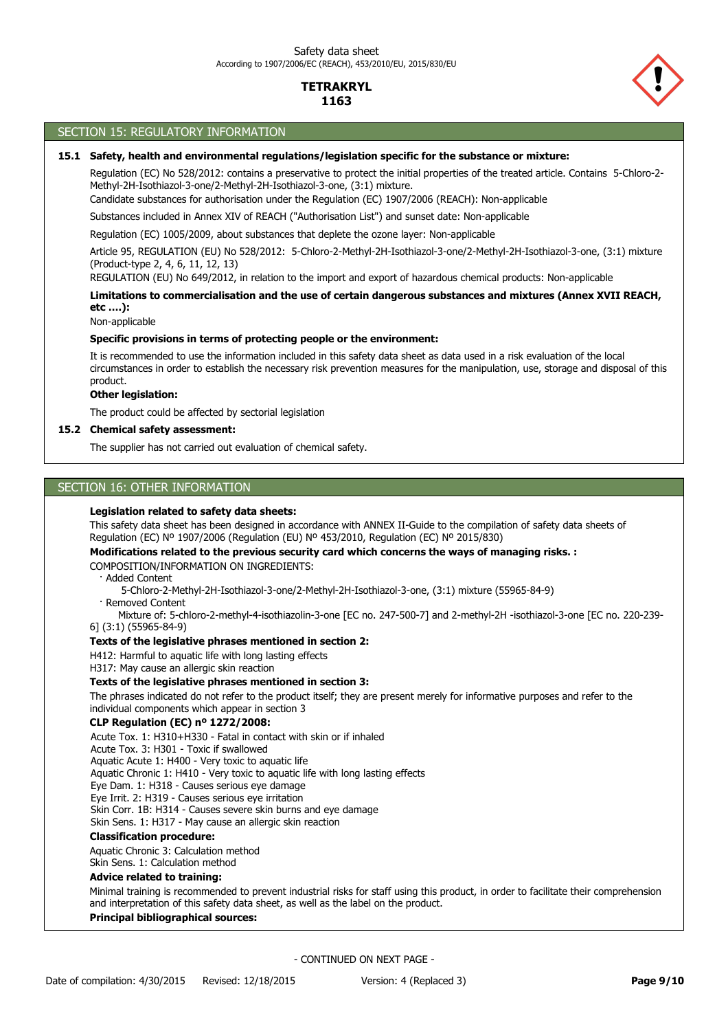## SECTION 15: REGULATORY INFORMATION

### 15.1 Safety, health and environmental regulations/legislation specific for the substance or mixture:

Regulation (EC) No 528/2012: contains a preservative to protect the initial properties of the treated article. Contains 5-Chloro-2-Methyl-2H-Isothiazol-3-one/2-Methyl-2H-Isothiazol-3-one, (3:1) mixture.

Candidate substances for authorisation under the Regulation (EC) 1907/2006 (REACH): Non-applicable

Substances included in Annex XIV of REACH ("Authorisation List") and sunset date: Non-applicable

Regulation (EC) 1005/2009, about substances that deplete the ozone layer: Non-applicable

Article 95, REGULATION (EU) No 528/2012: 5-Chloro-2-Methyl-2H-Isothiazol-3-one/2-Methyl-2H-Isothiazol-3-one, (3:1) mixture (Product-type 2, 4, 6, 11, 12, 13)

REGULATION (EU) No 649/2012, in relation to the import and export of hazardous chemical products: Non-applicable

**Limitations to commercialisation and the use of certain dangerous substances and mixtures (Annex XVII REACH, etc ….):**

Non-applicable

**Specific provisions in terms of protecting people or the environment:**

It is recommended to use the information included in this safety data sheet as data used in a risk evaluation of the local circumstances in order to establish the necessary risk prevention measures for the manipulation, use, storage and disposal of this product.

**Other legislation:**

The product could be affected by sectorial legislation

### 15.2 Chemical safety assessment:

The supplier has not carried out evaluation of chemical safety.

## SECTION 16: OTHER INFORMATION

**Legislation related to safety data sheets:**

This safety data sheet has been designed in accordance with ANNEX II-Guide to the compilation of safety data sheets of Regulation (EC) Nº 1907/2006 (Regulation (EU) Nº 453/2010, Regulation (EC) Nº 2015/830)

**Modifications related to the previous security card which concerns the ways of managing risks. :**

COMPOSITION/INFORMATION ON INGREDIENTS:

· Added Content

5-Chloro-2-Methyl-2H-Isothiazol-3-one/2-Methyl-2H-Isothiazol-3-one, (3:1) mixture (55965-84-9)

· Removed Content

Mixture of: 5-chloro-2-methyl-4-isothiazolin-3-one [EC no. 247-500-7] and 2-methyl-2H -isothiazol-3-one [EC no. 220-239-6] (3:1) (55965-84-9)

**Texts of the legislative phrases mentioned in section 2:**

H412: Harmful to aquatic life with long lasting effects
H317: May cause an allergic skin reaction

**Texts of the legislative phrases mentioned in section 3:**

The phrases indicated do not refer to the product itself; they are present merely for informative purposes and refer to the individual components which appear in section 3

**CLP Regulation (EC) nº 1272/2008:**

Acute Tox. 1: H310+H330 - Fatal in contact with skin or if inhaled
Acute Tox. 3: H301 - Toxic if swallowed
Aquatic Acute 1: H400 - Very toxic to aquatic life
Aquatic Chronic 1: H410 - Very toxic to aquatic life with long lasting effects
Eye Dam. 1: H318 - Causes serious eye damage
Eye Irrit. 2: H319 - Causes serious eye irritation
Skin Corr. 1B: H314 - Causes severe skin burns and eye damage
Skin Sens. 1: H317 - May cause an allergic skin reaction

**Classification procedure:**

Aquatic Chronic 3: Calculation method
Skin Sens. 1: Calculation method

**Advice related to training:**

Minimal training is recommended to prevent industrial risks for staff using this product, in order to facilitate their comprehension and interpretation of this safety data sheet, as well as the label on the product.

**Principal bibliographical sources:**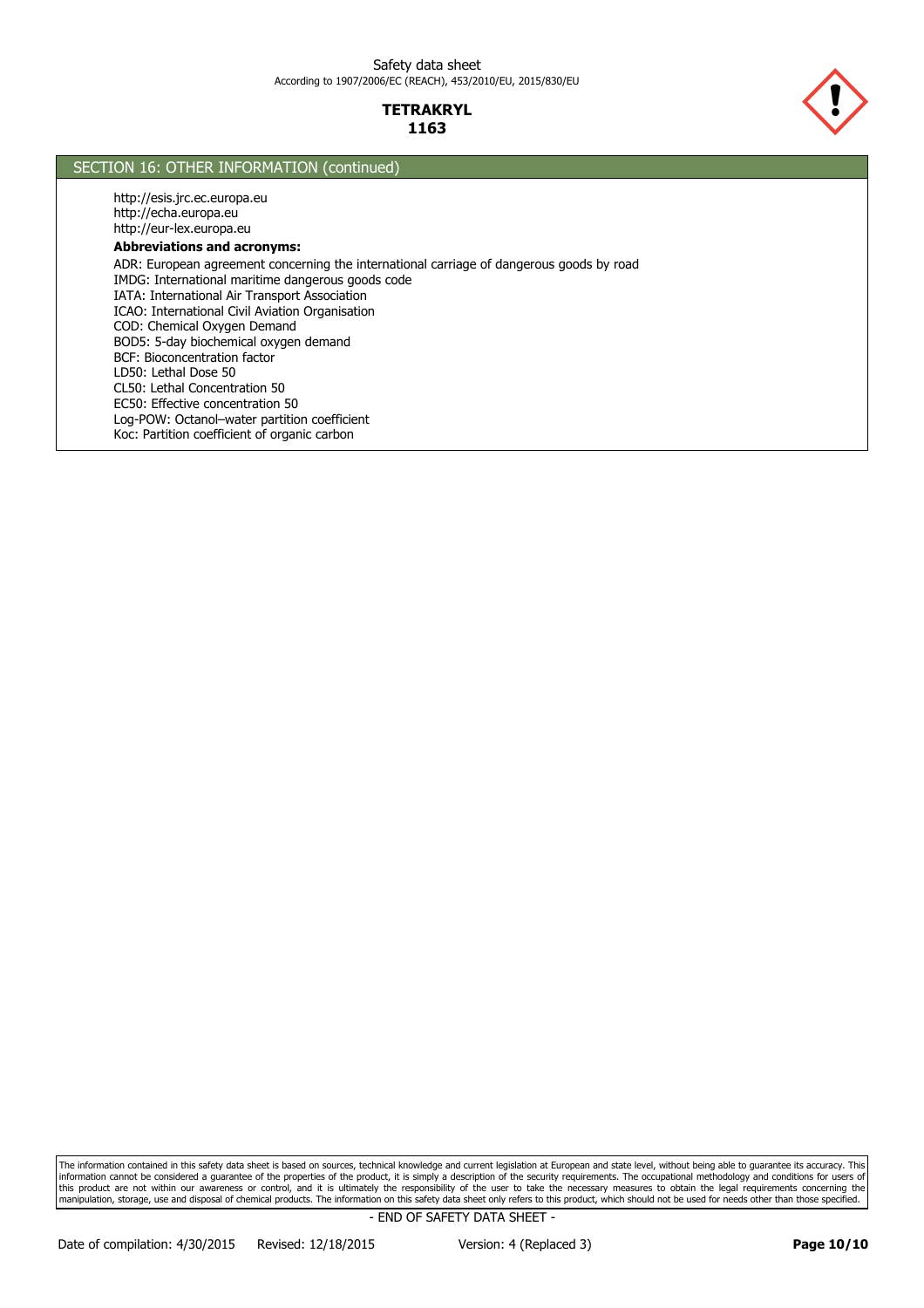## SECTION 16: OTHER INFORMATION (continued)

http://esis.jrc.ec.europa.eu
http://echa.europa.eu
http://eur-lex.europa.eu

**Abbreviations and acronyms:**

ADR: European agreement concerning the international carriage of dangerous goods by road
IMDG: International maritime dangerous goods code
IATA: International Air Transport Association
ICAO: International Civil Aviation Organisation
COD: Chemical Oxygen Demand
BOD5: 5-day biochemical oxygen demand
BCF: Bioconcentration factor
LD50: Lethal Dose 50
CL50: Lethal Concentration 50
EC50: Effective concentration 50
Log-POW: Octanol–water partition coefficient
Koc: Partition coefficient of organic carbon

The information contained in this safety data sheet is based on sources, technical knowledge and current legislation at European and state level, without being able to guarantee its accuracy. This information cannot be considered a guarantee of the properties of the product, it is simply a description of the security requirements. The occupational methodology and conditions for users of this product are not within our awareness or control, and it is ultimately the responsibility of the user to take the necessary measures to obtain the legal requirements concerning the manipulation, storage, use and disposal of chemical products. The information on this safety data sheet only refers to this product, which should not be used for needs other than those specified.

- END OF SAFETY DATA SHEET -